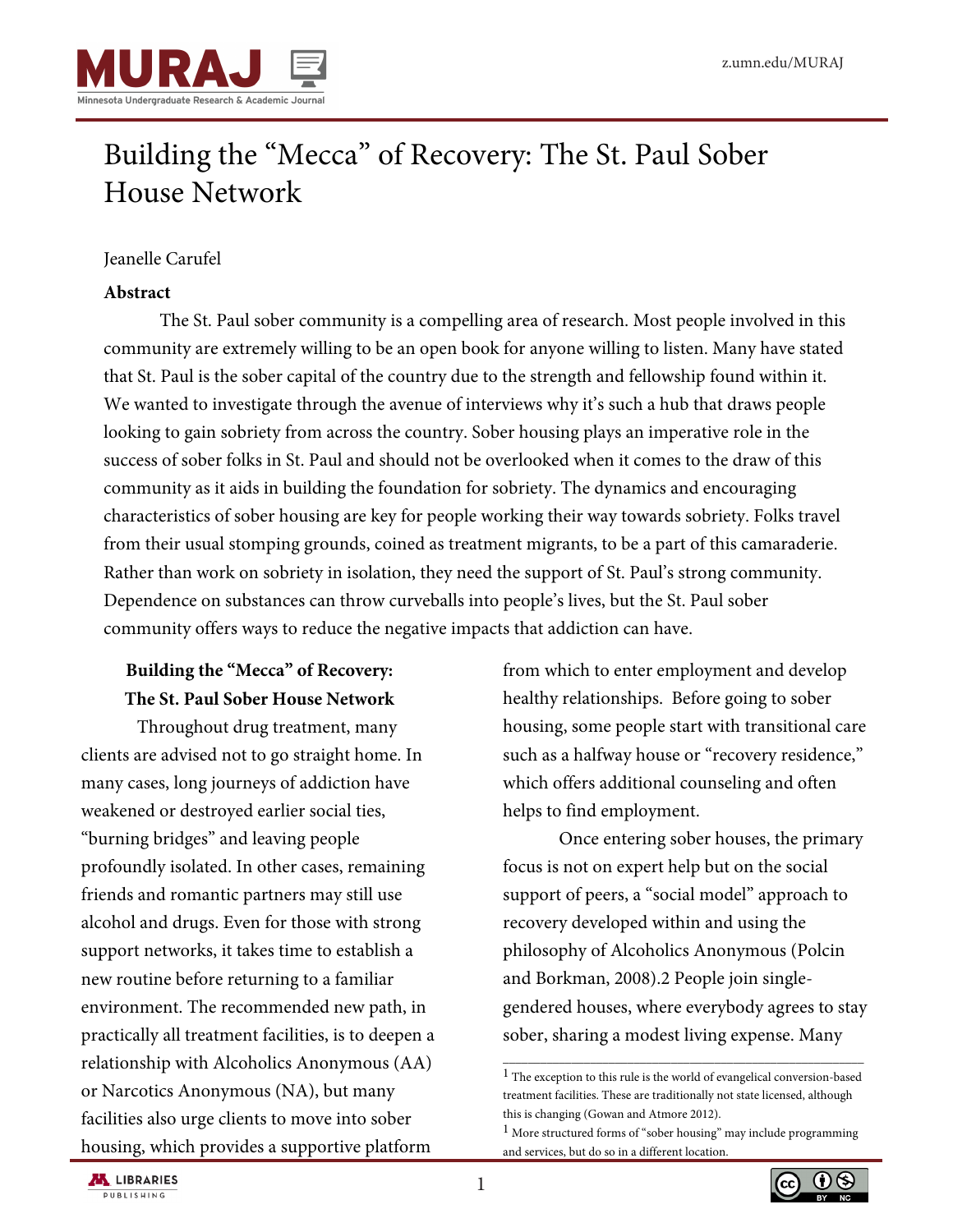# Building the "Mecca" of Recovery: The St. Paul Sober House Network

Jeanelle Carufel

**Abstract**

The St. Paul sober community is a compelling area of research. Most people involved in this community are extremely willing to be an open book for anyone willing to listen. Many have stated that St. Paul is the sober capital of the country due to the strength and fellowship found within it. We wanted to investigate through the avenue of interviews why it's such a hub that draws people looking to gain sobriety from across the country. Sober housing plays an imperative role in the success of sober folks in St. Paul and should not be overlooked when it comes to the draw of this community as it aids in building the foundation for sobriety. The dynamics and encouraging characteristics of sober housing are key for people working their way towards sobriety. Folks travel from their usual stomping grounds, coined as treatment migrants, to be a part of this camaraderie. Rather than work on sobriety in isolation, they need the support of St. Paul's strong community. Dependence on substances can throw curveballs into people's lives, but the St. Paul sober community offers ways to reduce the negative impacts that addiction can have.

## Building the "Mecca" of Recovery: The St. Paul Sober House Network

Throughout drug treatment, many clients are advised not to go straight home. In many cases, long journeys of addiction have weakened or destroyed earlier social ties, "burning bridges" and leaving people profoundly isolated. In other cases, remaining friends and romantic partners may still use alcohol and drugs. Even for those with strong support networks, it takes time to establish a new routine before returning to a familiar environment. The recommended new path, in practically all treatment facilities, is to deepen a relationship with Alcoholics Anonymous (AA) or Narcotics Anonymous (NA), but many facilities also urge clients to move into sober housing, which provides a supportive platform from which to enter employment and develop healthy relationships. Before going to sober housing, some people start with transitional care such as a halfway house or "recovery residence," which offers additional counseling and often helps to find employment.

Once entering sober houses, the primary focus is not on expert help but on the social support of peers, a "social model" approach to recovery developed within and using the philosophy of Alcoholics Anonymous (Polcin and Borkman, 2008).2 People join single-gendered houses, where everybody agrees to stay sober, sharing a modest living expense. Many

---

[1] The exception to this rule is the world of evangelical conversion-based treatment facilities. These are traditionally not state licensed, although this is changing (Gowan and Atmore 2012).

[1] More structured forms of "sober housing" may include programming and services, but do so in a different location.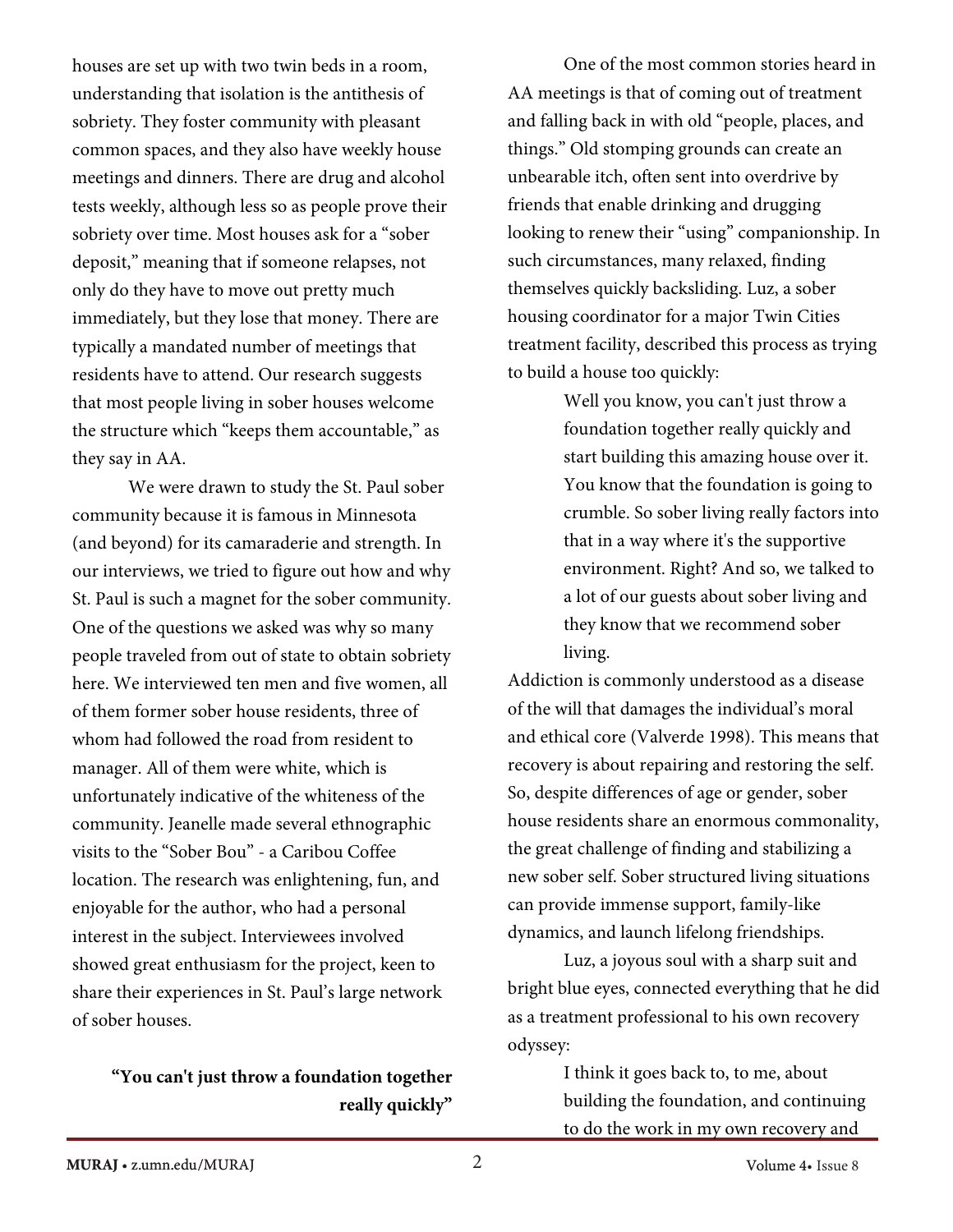houses are set up with two twin beds in a room, understanding that isolation is the antithesis of sobriety. They foster community with pleasant common spaces, and they also have weekly house meetings and dinners. There are drug and alcohol tests weekly, although less so as people prove their sobriety over time. Most houses ask for a "sober deposit," meaning that if someone relapses, not only do they have to move out pretty much immediately, but they lose that money. There are typically a mandated number of meetings that residents have to attend. Our research suggests that most people living in sober houses welcome the structure which "keeps them accountable," as they say in AA.

We were drawn to study the St. Paul sober community because it is famous in Minnesota (and beyond) for its camaraderie and strength. In our interviews, we tried to figure out how and why St. Paul is such a magnet for the sober community. One of the questions we asked was why so many people traveled from out of state to obtain sobriety here. We interviewed ten men and five women, all of them former sober house residents, three of whom had followed the road from resident to manager. All of them were white, which is unfortunately indicative of the whiteness of the community. Jeanelle made several ethnographic visits to the "Sober Bou" - a Caribou Coffee location. The research was enlightening, fun, and enjoyable for the author, who had a personal interest in the subject. Interviewees involved showed great enthusiasm for the project, keen to share their experiences in St. Paul's large network of sober houses.

## "You can't just throw a foundation together really quickly"

One of the most common stories heard in AA meetings is that of coming out of treatment and falling back in with old "people, places, and things." Old stomping grounds can create an unbearable itch, often sent into overdrive by friends that enable drinking and drugging looking to renew their "using" companionship. In such circumstances, many relaxed, finding themselves quickly backsliding. Luz, a sober housing coordinator for a major Twin Cities treatment facility, described this process as trying to build a house too quickly:

> Well you know, you can't just throw a foundation together really quickly and start building this amazing house over it. You know that the foundation is going to crumble. So sober living really factors into that in a way where it's the supportive environment. Right? And so, we talked to a lot of our guests about sober living and they know that we recommend sober living.

Addiction is commonly understood as a disease of the will that damages the individual's moral and ethical core (Valverde 1998). This means that recovery is about repairing and restoring the self. So, despite differences of age or gender, sober house residents share an enormous commonality, the great challenge of finding and stabilizing a new sober self. Sober structured living situations can provide immense support, family-like dynamics, and launch lifelong friendships.

Luz, a joyous soul with a sharp suit and bright blue eyes, connected everything that he did as a treatment professional to his own recovery odyssey:

> I think it goes back to, to me, about building the foundation, and continuing to do the work in my own recovery and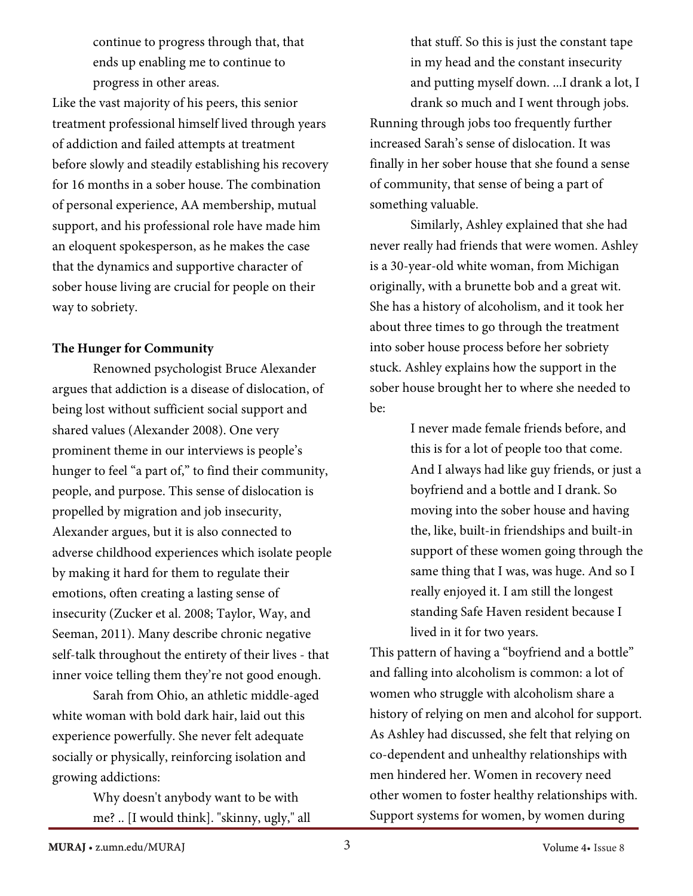> continue to progress through that, that ends up enabling me to continue to progress in other areas.

Like the vast majority of his peers, this senior treatment professional himself lived through years of addiction and failed attempts at treatment before slowly and steadily establishing his recovery for 16 months in a sober house. The combination of personal experience, AA membership, mutual support, and his professional role have made him an eloquent spokesperson, as he makes the case that the dynamics and supportive character of sober house living are crucial for people on their way to sobriety.

**The Hunger for Community**

Renowned psychologist Bruce Alexander argues that addiction is a disease of dislocation, of being lost without sufficient social support and shared values (Alexander 2008). One very prominent theme in our interviews is people's hunger to feel "a part of," to find their community, people, and purpose. This sense of dislocation is propelled by migration and job insecurity, Alexander argues, but it is also connected to adverse childhood experiences which isolate people by making it hard for them to regulate their emotions, often creating a lasting sense of insecurity (Zucker et al. 2008; Taylor, Way, and Seeman, 2011). Many describe chronic negative self-talk throughout the entirety of their lives - that inner voice telling them they're not good enough.

Sarah from Ohio, an athletic middle-aged white woman with bold dark hair, laid out this experience powerfully. She never felt adequate socially or physically, reinforcing isolation and growing addictions:

> Why doesn't anybody want to be with me? .. [I would think]. "skinny, ugly," all that stuff. So this is just the constant tape in my head and the constant insecurity and putting myself down. ...I drank a lot, I drank so much and I went through jobs.

Running through jobs too frequently further increased Sarah's sense of dislocation. It was finally in her sober house that she found a sense of community, that sense of being a part of something valuable.

Similarly, Ashley explained that she had never really had friends that were women. Ashley is a 30-year-old white woman, from Michigan originally, with a brunette bob and a great wit. She has a history of alcoholism, and it took her about three times to go through the treatment into sober house process before her sobriety stuck. Ashley explains how the support in the sober house brought her to where she needed to be:

> I never made female friends before, and this is for a lot of people too that come. And I always had like guy friends, or just a boyfriend and a bottle and I drank. So moving into the sober house and having the, like, built-in friendships and built-in support of these women going through the same thing that I was, was huge. And so I really enjoyed it. I am still the longest standing Safe Haven resident because I lived in it for two years.

This pattern of having a "boyfriend and a bottle" and falling into alcoholism is common: a lot of women who struggle with alcoholism share a history of relying on men and alcohol for support. As Ashley had discussed, she felt that relying on co-dependent and unhealthy relationships with men hindered her. Women in recovery need other women to foster healthy relationships with. Support systems for women, by women during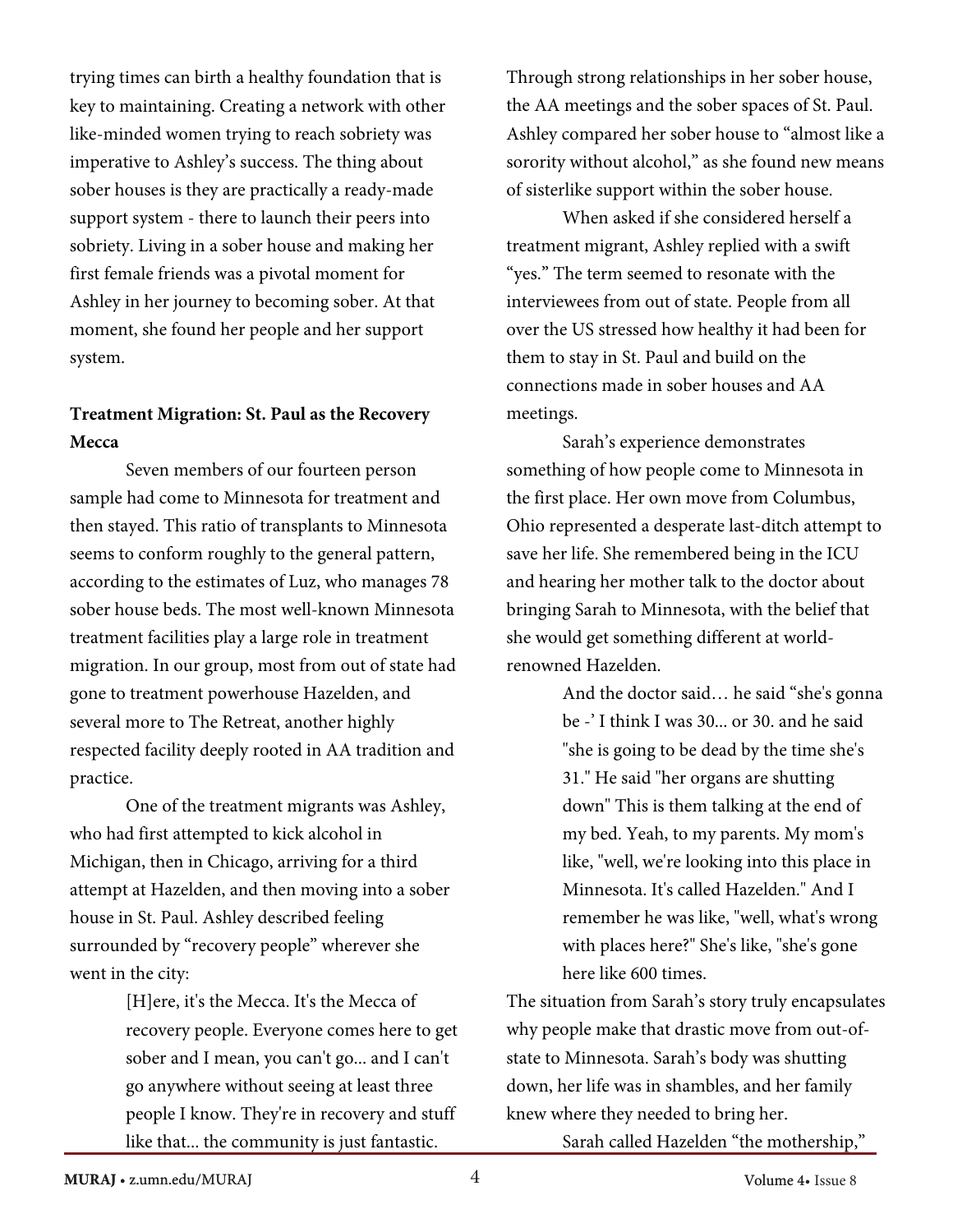trying times can birth a healthy foundation that is key to maintaining. Creating a network with other like-minded women trying to reach sobriety was imperative to Ashley's success. The thing about sober houses is they are practically a ready-made support system - there to launch their peers into sobriety. Living in a sober house and making her first female friends was a pivotal moment for Ashley in her journey to becoming sober. At that moment, she found her people and her support system.

**Treatment Migration: St. Paul as the Recovery Mecca**

Seven members of our fourteen person sample had come to Minnesota for treatment and then stayed. This ratio of transplants to Minnesota seems to conform roughly to the general pattern, according to the estimates of Luz, who manages 78 sober house beds. The most well-known Minnesota treatment facilities play a large role in treatment migration. In our group, most from out of state had gone to treatment powerhouse Hazelden, and several more to The Retreat, another highly respected facility deeply rooted in AA tradition and practice.

One of the treatment migrants was Ashley, who had first attempted to kick alcohol in Michigan, then in Chicago, arriving for a third attempt at Hazelden, and then moving into a sober house in St. Paul. Ashley described feeling surrounded by "recovery people" wherever she went in the city:

> [H]ere, it's the Mecca. It's the Mecca of recovery people. Everyone comes here to get sober and I mean, you can't go... and I can't go anywhere without seeing at least three people I know. They're in recovery and stuff like that... the community is just fantastic.

Through strong relationships in her sober house, the AA meetings and the sober spaces of St. Paul. Ashley compared her sober house to "almost like a sorority without alcohol," as she found new means of sisterlike support within the sober house.

When asked if she considered herself a treatment migrant, Ashley replied with a swift "yes." The term seemed to resonate with the interviewees from out of state. People from all over the US stressed how healthy it had been for them to stay in St. Paul and build on the connections made in sober houses and AA meetings.

Sarah's experience demonstrates something of how people come to Minnesota in the first place. Her own move from Columbus, Ohio represented a desperate last-ditch attempt to save her life. She remembered being in the ICU and hearing her mother talk to the doctor about bringing Sarah to Minnesota, with the belief that she would get something different at world-renowned Hazelden.

> And the doctor said… he said "she's gonna be -' I think I was 30... or 30. and he said "she is going to be dead by the time she's 31." He said "her organs are shutting down" This is them talking at the end of my bed. Yeah, to my parents. My mom's like, "well, we're looking into this place in Minnesota. It's called Hazelden." And I remember he was like, "well, what's wrong with places here?" She's like, "she's gone here like 600 times.

The situation from Sarah's story truly encapsulates why people make that drastic move from out-of-state to Minnesota. Sarah's body was shutting down, her life was in shambles, and her family knew where they needed to bring her.

Sarah called Hazelden "the mothership,"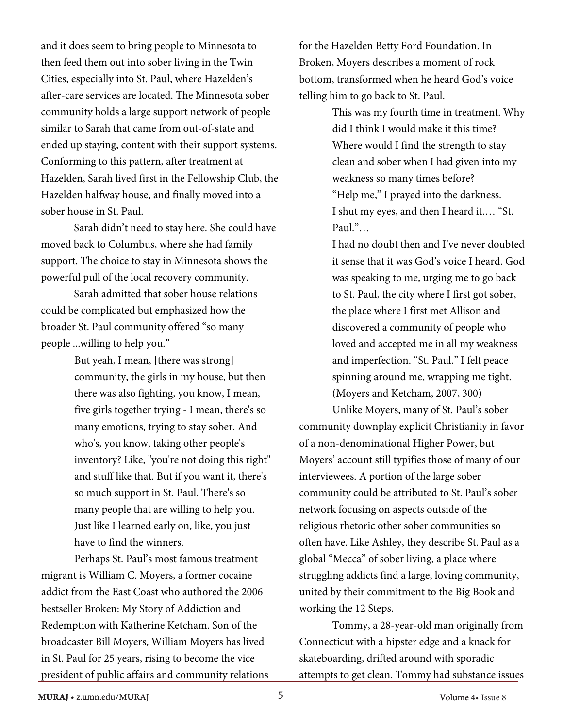and it does seem to bring people to Minnesota to then feed them out into sober living in the Twin Cities, especially into St. Paul, where Hazelden's after-care services are located. The Minnesota sober community holds a large support network of people similar to Sarah that came from out-of-state and ended up staying, content with their support systems. Conforming to this pattern, after treatment at Hazelden, Sarah lived first in the Fellowship Club, the Hazelden halfway house, and finally moved into a sober house in St. Paul.

Sarah didn't need to stay here. She could have moved back to Columbus, where she had family support. The choice to stay in Minnesota shows the powerful pull of the local recovery community.

Sarah admitted that sober house relations could be complicated but emphasized how the broader St. Paul community offered "so many people ...willing to help you."

> But yeah, I mean, [there was strong] community, the girls in my house, but then there was also fighting, you know, I mean, five girls together trying - I mean, there's so many emotions, trying to stay sober. And who's, you know, taking other people's inventory? Like, "you're not doing this right" and stuff like that. But if you want it, there's so much support in St. Paul. There's so many people that are willing to help you. Just like I learned early on, like, you just have to find the winners.

Perhaps St. Paul's most famous treatment migrant is William C. Moyers, a former cocaine addict from the East Coast who authored the 2006 bestseller Broken: My Story of Addiction and Redemption with Katherine Ketcham. Son of the broadcaster Bill Moyers, William Moyers has lived in St. Paul for 25 years, rising to become the vice president of public affairs and community relations for the Hazelden Betty Ford Foundation. In Broken, Moyers describes a moment of rock bottom, transformed when he heard God's voice telling him to go back to St. Paul.

> This was my fourth time in treatment. Why did I think I would make it this time? Where would I find the strength to stay clean and sober when I had given into my weakness so many times before?
> "Help me," I prayed into the darkness.
> I shut my eyes, and then I heard it.… "St. Paul."…
> I had no doubt then and I've never doubted it sense that it was God's voice I heard. God was speaking to me, urging me to go back to St. Paul, the city where I first got sober, the place where I first met Allison and discovered a community of people who loved and accepted me in all my weakness and imperfection. "St. Paul." I felt peace spinning around me, wrapping me tight. (Moyers and Ketcham, 2007, 300)

Unlike Moyers, many of St. Paul's sober community downplay explicit Christianity in favor of a non-denominational Higher Power, but Moyers' account still typifies those of many of our interviewees. A portion of the large sober community could be attributed to St. Paul's sober network focusing on aspects outside of the religious rhetoric other sober communities so often have. Like Ashley, they describe St. Paul as a global "Mecca" of sober living, a place where struggling addicts find a large, loving community, united by their commitment to the Big Book and working the 12 Steps.

Tommy, a 28-year-old man originally from Connecticut with a hipster edge and a knack for skateboarding, drifted around with sporadic attempts to get clean. Tommy had substance issues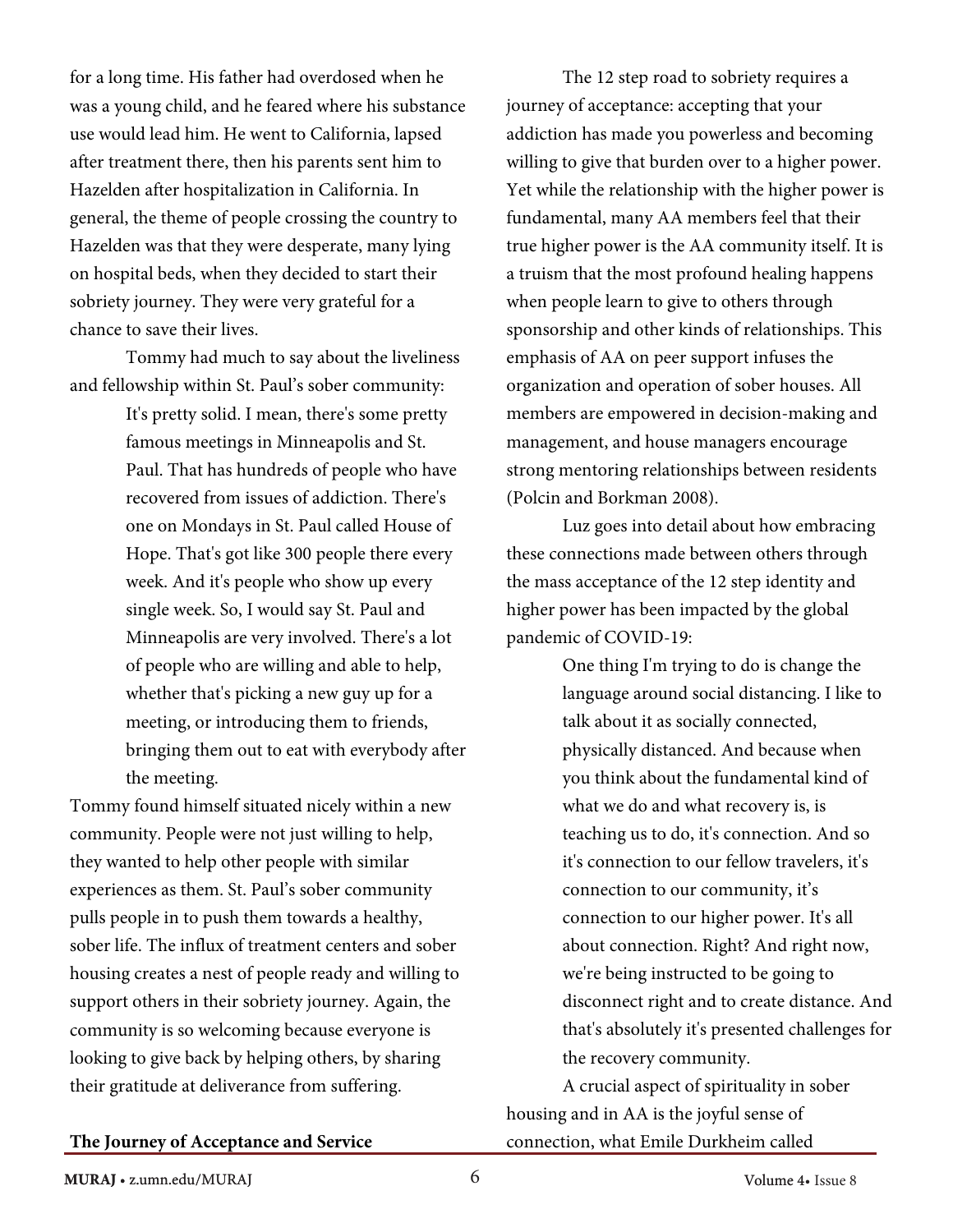for a long time. His father had overdosed when he was a young child, and he feared where his substance use would lead him. He went to California, lapsed after treatment there, then his parents sent him to Hazelden after hospitalization in California. In general, the theme of people crossing the country to Hazelden was that they were desperate, many lying on hospital beds, when they decided to start their sobriety journey. They were very grateful for a chance to save their lives.

Tommy had much to say about the liveliness and fellowship within St. Paul's sober community:

> It's pretty solid. I mean, there's some pretty famous meetings in Minneapolis and St. Paul. That has hundreds of people who have recovered from issues of addiction. There's one on Mondays in St. Paul called House of Hope. That's got like 300 people there every week. And it's people who show up every single week. So, I would say St. Paul and Minneapolis are very involved. There's a lot of people who are willing and able to help, whether that's picking a new guy up for a meeting, or introducing them to friends, bringing them out to eat with everybody after the meeting.

Tommy found himself situated nicely within a new community. People were not just willing to help, they wanted to help other people with similar experiences as them. St. Paul's sober community pulls people in to push them towards a healthy, sober life. The influx of treatment centers and sober housing creates a nest of people ready and willing to support others in their sobriety journey. Again, the community is so welcoming because everyone is looking to give back by helping others, by sharing their gratitude at deliverance from suffering.

**The Journey of Acceptance and Service**

The 12 step road to sobriety requires a journey of acceptance: accepting that your addiction has made you powerless and becoming willing to give that burden over to a higher power. Yet while the relationship with the higher power is fundamental, many AA members feel that their true higher power is the AA community itself. It is a truism that the most profound healing happens when people learn to give to others through sponsorship and other kinds of relationships. This emphasis of AA on peer support infuses the organization and operation of sober houses. All members are empowered in decision-making and management, and house managers encourage strong mentoring relationships between residents (Polcin and Borkman 2008).

Luz goes into detail about how embracing these connections made between others through the mass acceptance of the 12 step identity and higher power has been impacted by the global pandemic of COVID-19:

> One thing I'm trying to do is change the language around social distancing. I like to talk about it as socially connected, physically distanced. And because when you think about the fundamental kind of what we do and what recovery is, is teaching us to do, it's connection. And so it's connection to our fellow travelers, it's connection to our community, it's connection to our higher power. It's all about connection. Right? And right now, we're being instructed to be going to disconnect right and to create distance. And that's absolutely it's presented challenges for the recovery community.

A crucial aspect of spirituality in sober housing and in AA is the joyful sense of connection, what Emile Durkheim called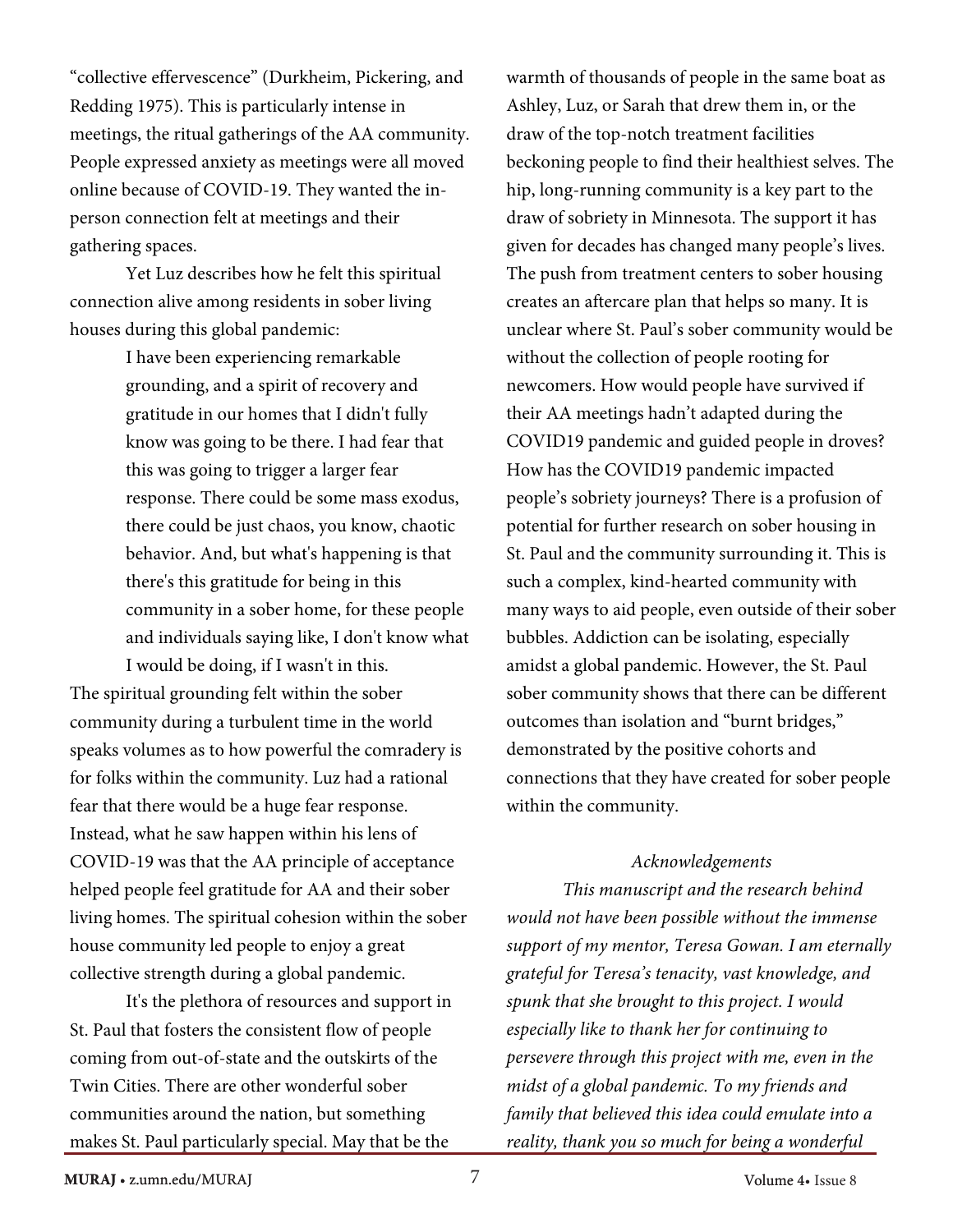"collective effervescence" (Durkheim, Pickering, and Redding 1975). This is particularly intense in meetings, the ritual gatherings of the AA community. People expressed anxiety as meetings were all moved online because of COVID-19. They wanted the in-person connection felt at meetings and their gathering spaces.

Yet Luz describes how he felt this spiritual connection alive among residents in sober living houses during this global pandemic:

> I have been experiencing remarkable grounding, and a spirit of recovery and gratitude in our homes that I didn't fully know was going to be there. I had fear that this was going to trigger a larger fear response. There could be some mass exodus, there could be just chaos, you know, chaotic behavior. And, but what's happening is that there's this gratitude for being in this community in a sober home, for these people and individuals saying like, I don't know what I would be doing, if I wasn't in this.

The spiritual grounding felt within the sober community during a turbulent time in the world speaks volumes as to how powerful the comradery is for folks within the community. Luz had a rational fear that there would be a huge fear response. Instead, what he saw happen within his lens of COVID-19 was that the AA principle of acceptance helped people feel gratitude for AA and their sober living homes. The spiritual cohesion within the sober house community led people to enjoy a great collective strength during a global pandemic.

It's the plethora of resources and support in St. Paul that fosters the consistent flow of people coming from out-of-state and the outskirts of the Twin Cities. There are other wonderful sober communities around the nation, but something makes St. Paul particularly special. May that be the warmth of thousands of people in the same boat as Ashley, Luz, or Sarah that drew them in, or the draw of the top-notch treatment facilities beckoning people to find their healthiest selves. The hip, long-running community is a key part to the draw of sobriety in Minnesota. The support it has given for decades has changed many people's lives. The push from treatment centers to sober housing creates an aftercare plan that helps so many. It is unclear where St. Paul's sober community would be without the collection of people rooting for newcomers. How would people have survived if their AA meetings hadn't adapted during the COVID19 pandemic and guided people in droves? How has the COVID19 pandemic impacted people's sobriety journeys? There is a profusion of potential for further research on sober housing in St. Paul and the community surrounding it. This is such a complex, kind-hearted community with many ways to aid people, even outside of their sober bubbles. Addiction can be isolating, especially amidst a global pandemic. However, the St. Paul sober community shows that there can be different outcomes than isolation and "burnt bridges," demonstrated by the positive cohorts and connections that they have created for sober people within the community.

*Acknowledgements*

*This manuscript and the research behind would not have been possible without the immense support of my mentor, Teresa Gowan. I am eternally grateful for Teresa's tenacity, vast knowledge, and spunk that she brought to this project. I would especially like to thank her for continuing to persevere through this project with me, even in the midst of a global pandemic. To my friends and family that believed this idea could emulate into a reality, thank you so much for being a wonderful*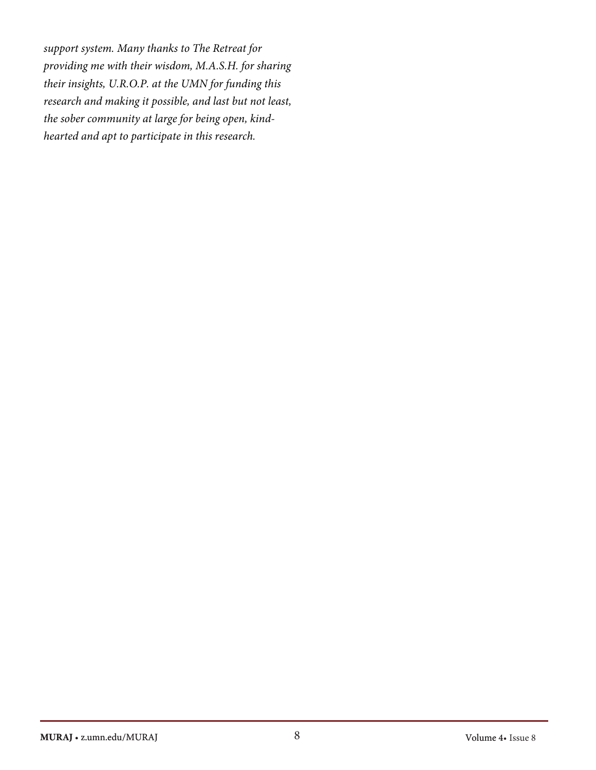*support system. Many thanks to The Retreat for providing me with their wisdom, M.A.S.H. for sharing their insights, U.R.O.P. at the UMN for funding this research and making it possible, and last but not least, the sober community at large for being open, kind-hearted and apt to participate in this research.*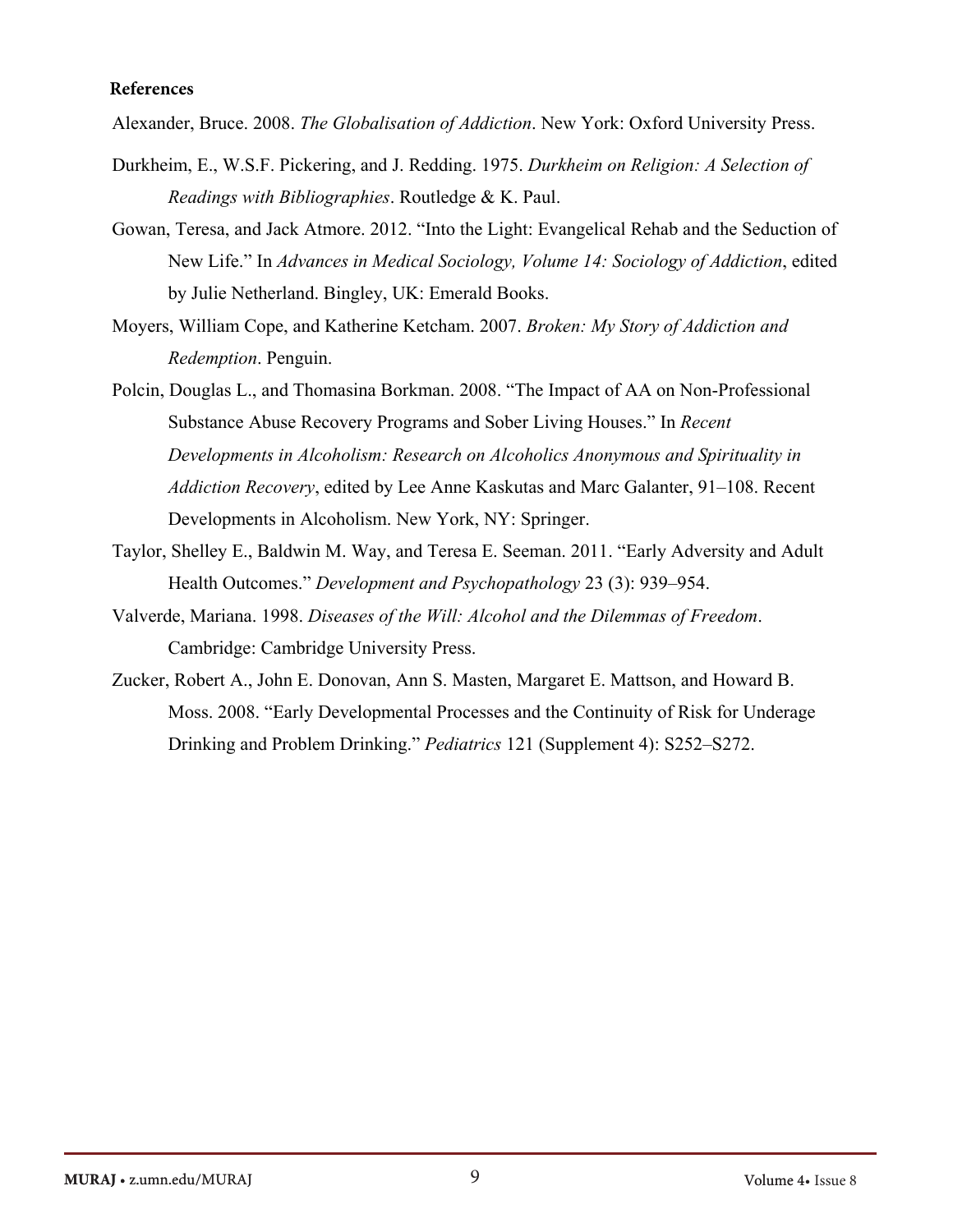## References

Alexander, Bruce. 2008. *The Globalisation of Addiction*. New York: Oxford University Press.

Durkheim, E., W.S.F. Pickering, and J. Redding. 1975. *Durkheim on Religion: A Selection of Readings with Bibliographies*. Routledge & K. Paul.

Gowan, Teresa, and Jack Atmore. 2012. "Into the Light: Evangelical Rehab and the Seduction of New Life." In *Advances in Medical Sociology, Volume 14: Sociology of Addiction*, edited by Julie Netherland. Bingley, UK: Emerald Books.

Moyers, William Cope, and Katherine Ketcham. 2007. *Broken: My Story of Addiction and Redemption*. Penguin.

Polcin, Douglas L., and Thomasina Borkman. 2008. "The Impact of AA on Non-Professional Substance Abuse Recovery Programs and Sober Living Houses." In *Recent Developments in Alcoholism: Research on Alcoholics Anonymous and Spirituality in Addiction Recovery*, edited by Lee Anne Kaskutas and Marc Galanter, 91–108. Recent Developments in Alcoholism. New York, NY: Springer.

Taylor, Shelley E., Baldwin M. Way, and Teresa E. Seeman. 2011. "Early Adversity and Adult Health Outcomes." *Development and Psychopathology* 23 (3): 939–954.

Valverde, Mariana. 1998. *Diseases of the Will: Alcohol and the Dilemmas of Freedom*. Cambridge: Cambridge University Press.

Zucker, Robert A., John E. Donovan, Ann S. Masten, Margaret E. Mattson, and Howard B. Moss. 2008. "Early Developmental Processes and the Continuity of Risk for Underage Drinking and Problem Drinking." *Pediatrics* 121 (Supplement 4): S252–S272.